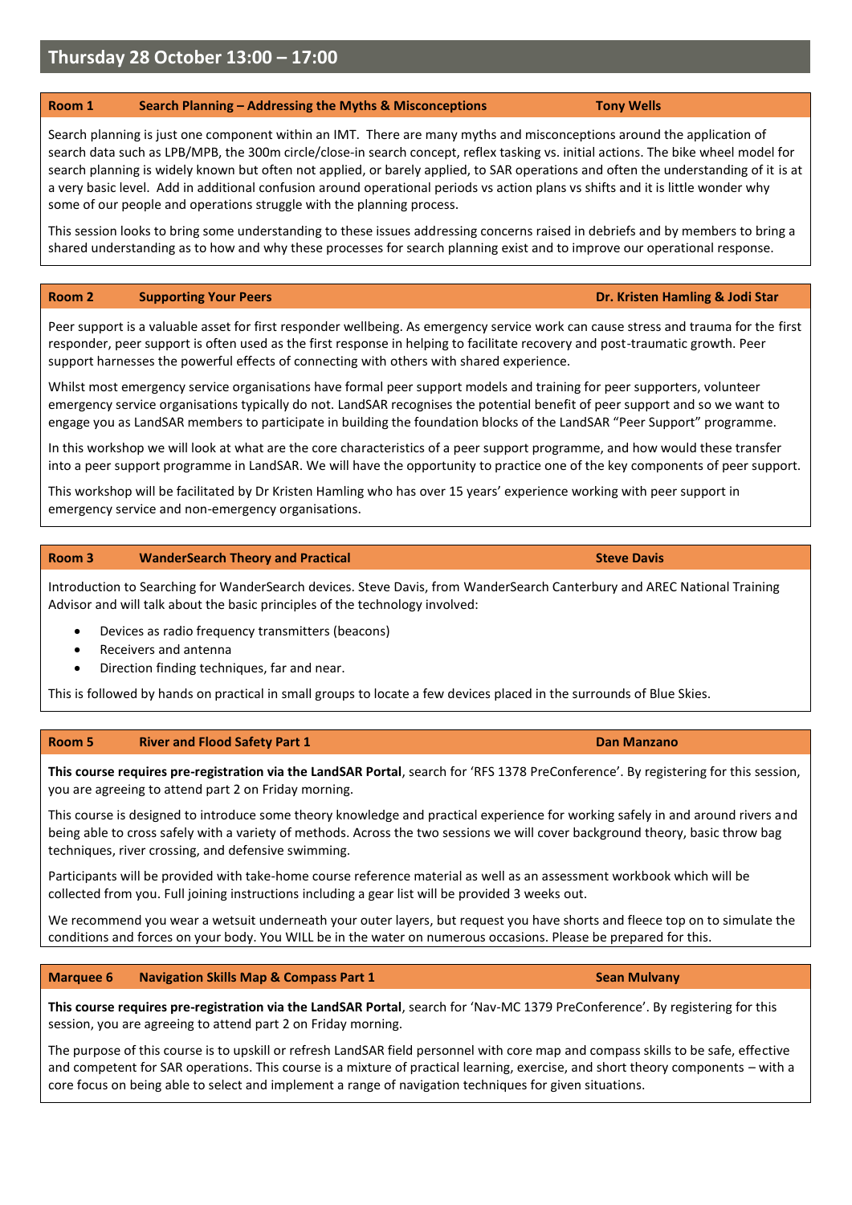# Thursday 28 October 13:00 – 17:00

### Room 1 — Search Planning – Addressing the Myths & Misconceptions — Tony Wells

Search planning is just one component within an IMT. There are many myths and misconceptions around the application of search data such as LPB/MPB, the 300m circle/close-in search concept, reflex tasking vs. initial actions. The bike wheel model for search planning is widely known but often not applied, or barely applied, to SAR operations and often the understanding of it is at a very basic level. Add in additional confusion around operational periods vs action plans vs shifts and it is little wonder why some of our people and operations struggle with the planning process.

This session looks to bring some understanding to these issues addressing concerns raised in debriefs and by members to bring a shared understanding as to how and why these processes for search planning exist and to improve our operational response.

### Room 2 — Supporting Your Peers — Dr. Kristen Hamling & Jodi Star

Peer support is a valuable asset for first responder wellbeing. As emergency service work can cause stress and trauma for the first responder, peer support is often used as the first response in helping to facilitate recovery and post-traumatic growth. Peer support harnesses the powerful effects of connecting with others with shared experience.

Whilst most emergency service organisations have formal peer support models and training for peer supporters, volunteer emergency service organisations typically do not. LandSAR recognises the potential benefit of peer support and so we want to engage you as LandSAR members to participate in building the foundation blocks of the LandSAR "Peer Support" programme.

In this workshop we will look at what are the core characteristics of a peer support programme, and how would these transfer into a peer support programme in LandSAR. We will have the opportunity to practice one of the key components of peer support.

This workshop will be facilitated by Dr Kristen Hamling who has over 15 years' experience working with peer support in emergency service and non-emergency organisations.

### Room 3 — WanderSearch Theory and Practical — Steve Davis

Introduction to Searching for WanderSearch devices. Steve Davis, from WanderSearch Canterbury and AREC National Training Advisor and will talk about the basic principles of the technology involved:

- Devices as radio frequency transmitters (beacons)
- Receivers and antenna
- Direction finding techniques, far and near.

This is followed by hands on practical in small groups to locate a few devices placed in the surrounds of Blue Skies.

### Room 5 — River and Flood Safety Part 1 — Dan Manzano

**This course requires pre-registration via the LandSAR Portal**, search for 'RFS 1378 PreConference'. By registering for this session, you are agreeing to attend part 2 on Friday morning.

This course is designed to introduce some theory knowledge and practical experience for working safely in and around rivers and being able to cross safely with a variety of methods. Across the two sessions we will cover background theory, basic throw bag techniques, river crossing, and defensive swimming.

Participants will be provided with take-home course reference material as well as an assessment workbook which will be collected from you. Full joining instructions including a gear list will be provided 3 weeks out.

We recommend you wear a wetsuit underneath your outer layers, but request you have shorts and fleece top on to simulate the conditions and forces on your body. You WILL be in the water on numerous occasions. Please be prepared for this.

### Marquee 6 — Navigation Skills Map & Compass Part 1 — Sean Mulvany

**This course requires pre-registration via the LandSAR Portal**, search for 'Nav-MC 1379 PreConference'. By registering for this session, you are agreeing to attend part 2 on Friday morning.

The purpose of this course is to upskill or refresh LandSAR field personnel with core map and compass skills to be safe, effective and competent for SAR operations. This course is a mixture of practical learning, exercise, and short theory components – with a core focus on being able to select and implement a range of navigation techniques for given situations.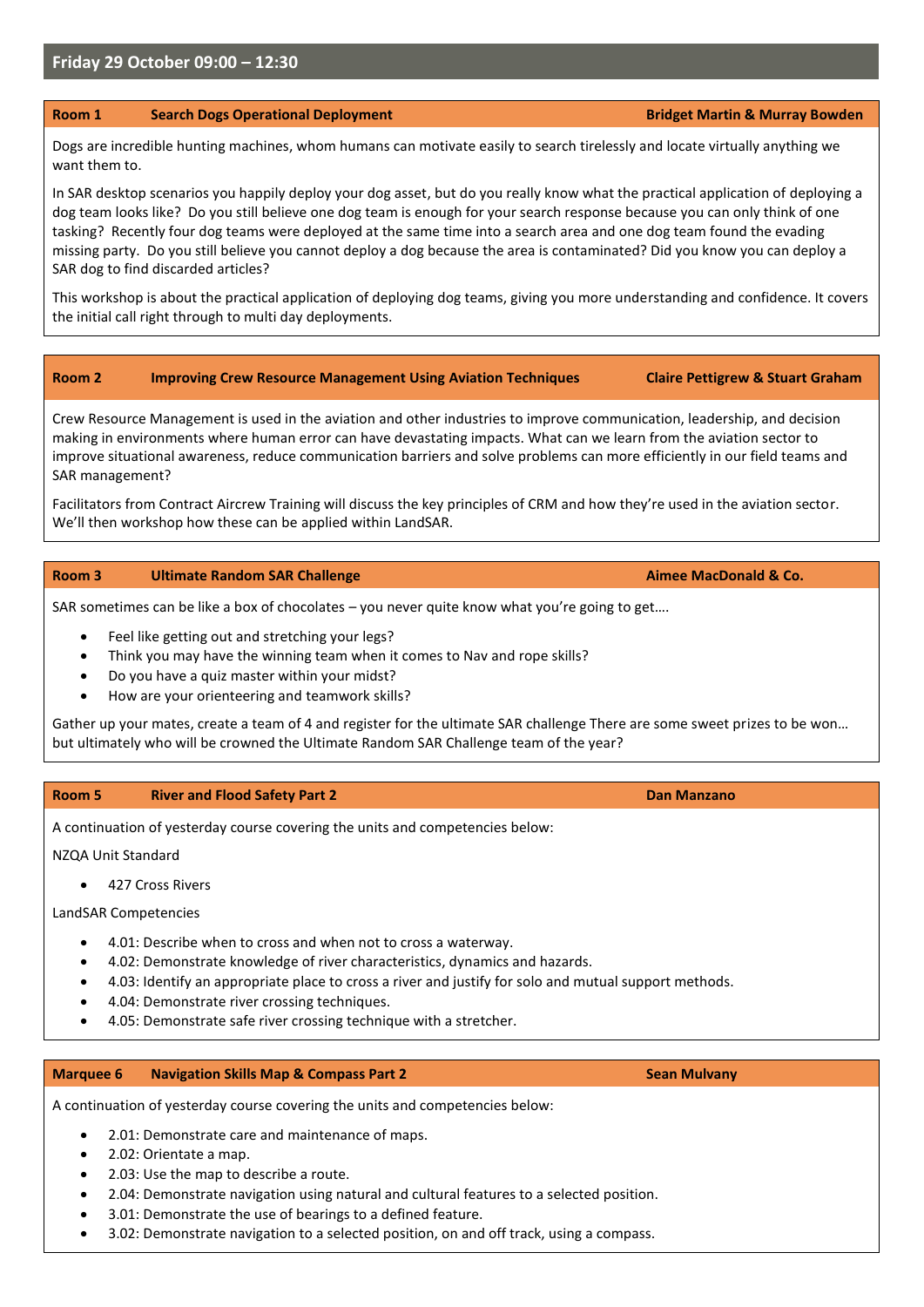## Friday 29 October 09:00 – 12:30

### Room 1 — Search Dogs Operational Deployment — Bridget Martin & Murray Bowden

Dogs are incredible hunting machines, whom humans can motivate easily to search tirelessly and locate virtually anything we want them to.

In SAR desktop scenarios you happily deploy your dog asset, but do you really know what the practical application of deploying a dog team looks like? Do you still believe one dog team is enough for your search response because you can only think of one tasking? Recently four dog teams were deployed at the same time into a search area and one dog team found the evading missing party. Do you still believe you cannot deploy a dog because the area is contaminated? Did you know you can deploy a SAR dog to find discarded articles?

This workshop is about the practical application of deploying dog teams, giving you more understanding and confidence. It covers the initial call right through to multi day deployments.

### Room 2 — Improving Crew Resource Management Using Aviation Techniques — Claire Pettigrew & Stuart Graham

Crew Resource Management is used in the aviation and other industries to improve communication, leadership, and decision making in environments where human error can have devastating impacts. What can we learn from the aviation sector to improve situational awareness, reduce communication barriers and solve problems can more efficiently in our field teams and SAR management?

Facilitators from Contract Aircrew Training will discuss the key principles of CRM and how they're used in the aviation sector. We'll then workshop how these can be applied within LandSAR.

### Room 3 — Ultimate Random SAR Challenge — Aimee MacDonald & Co.

SAR sometimes can be like a box of chocolates – you never quite know what you're going to get….

- Feel like getting out and stretching your legs?
- Think you may have the winning team when it comes to Nav and rope skills?
- Do you have a quiz master within your midst?
- How are your orienteering and teamwork skills?

Gather up your mates, create a team of 4 and register for the ultimate SAR challenge There are some sweet prizes to be won… but ultimately who will be crowned the Ultimate Random SAR Challenge team of the year?

### Room 5 — River and Flood Safety Part 2 — Dan Manzano

A continuation of yesterday course covering the units and competencies below:

NZQA Unit Standard

- 427 Cross Rivers

LandSAR Competencies

- 4.01: Describe when to cross and when not to cross a waterway.
- 4.02: Demonstrate knowledge of river characteristics, dynamics and hazards.
- 4.03: Identify an appropriate place to cross a river and justify for solo and mutual support methods.
- 4.04: Demonstrate river crossing techniques.
- 4.05: Demonstrate safe river crossing technique with a stretcher.

### Marquee 6 — Navigation Skills Map & Compass Part 2 — Sean Mulvany

A continuation of yesterday course covering the units and competencies below:

- 2.01: Demonstrate care and maintenance of maps.
- 2.02: Orientate a map.
- 2.03: Use the map to describe a route.
- 2.04: Demonstrate navigation using natural and cultural features to a selected position.
- 3.01: Demonstrate the use of bearings to a defined feature.
- 3.02: Demonstrate navigation to a selected position, on and off track, using a compass.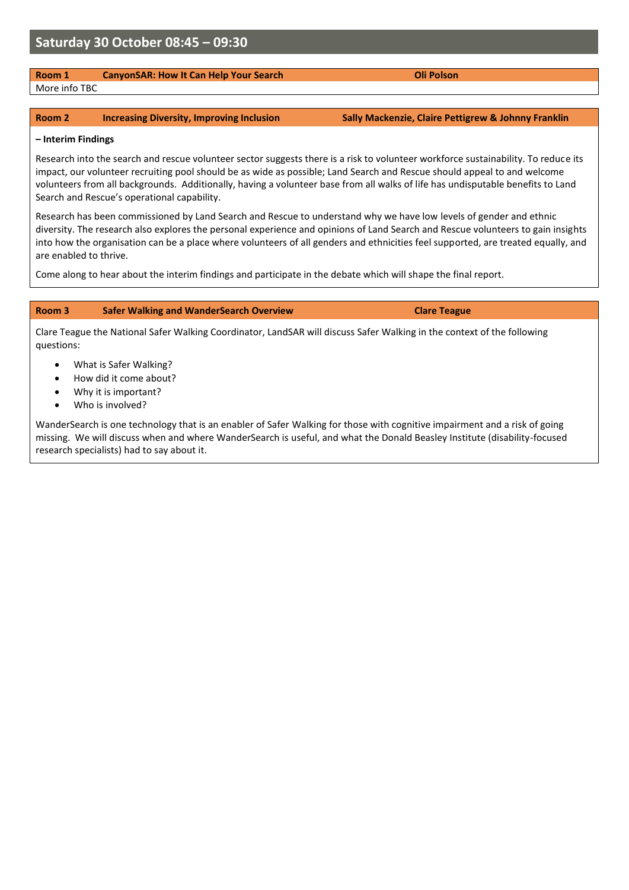## Saturday 30 October 08:45 – 09:30

**Room 1** **CanyonSAR: How It Can Help Your Search** **Oli Polson**

More info TBC

**Room 2** **Increasing Diversity, Improving Inclusion** **Sally Mackenzie, Claire Pettigrew & Johnny Franklin**

**– Interim Findings**

Research into the search and rescue volunteer sector suggests there is a risk to volunteer workforce sustainability. To reduce its impact, our volunteer recruiting pool should be as wide as possible; Land Search and Rescue should appeal to and welcome volunteers from all backgrounds. Additionally, having a volunteer base from all walks of life has undisputable benefits to Land Search and Rescue's operational capability.

Research has been commissioned by Land Search and Rescue to understand why we have low levels of gender and ethnic diversity. The research also explores the personal experience and opinions of Land Search and Rescue volunteers to gain insights into how the organisation can be a place where volunteers of all genders and ethnicities feel supported, are treated equally, and are enabled to thrive.

Come along to hear about the interim findings and participate in the debate which will shape the final report.

**Room 3** **Safer Walking and WanderSearch Overview** **Clare Teague**

Clare Teague the National Safer Walking Coordinator, LandSAR will discuss Safer Walking in the context of the following questions:

- What is Safer Walking?
- How did it come about?
- Why it is important?
- Who is involved?

WanderSearch is one technology that is an enabler of Safer Walking for those with cognitive impairment and a risk of going missing. We will discuss when and where WanderSearch is useful, and what the Donald Beasley Institute (disability-focused research specialists) had to say about it.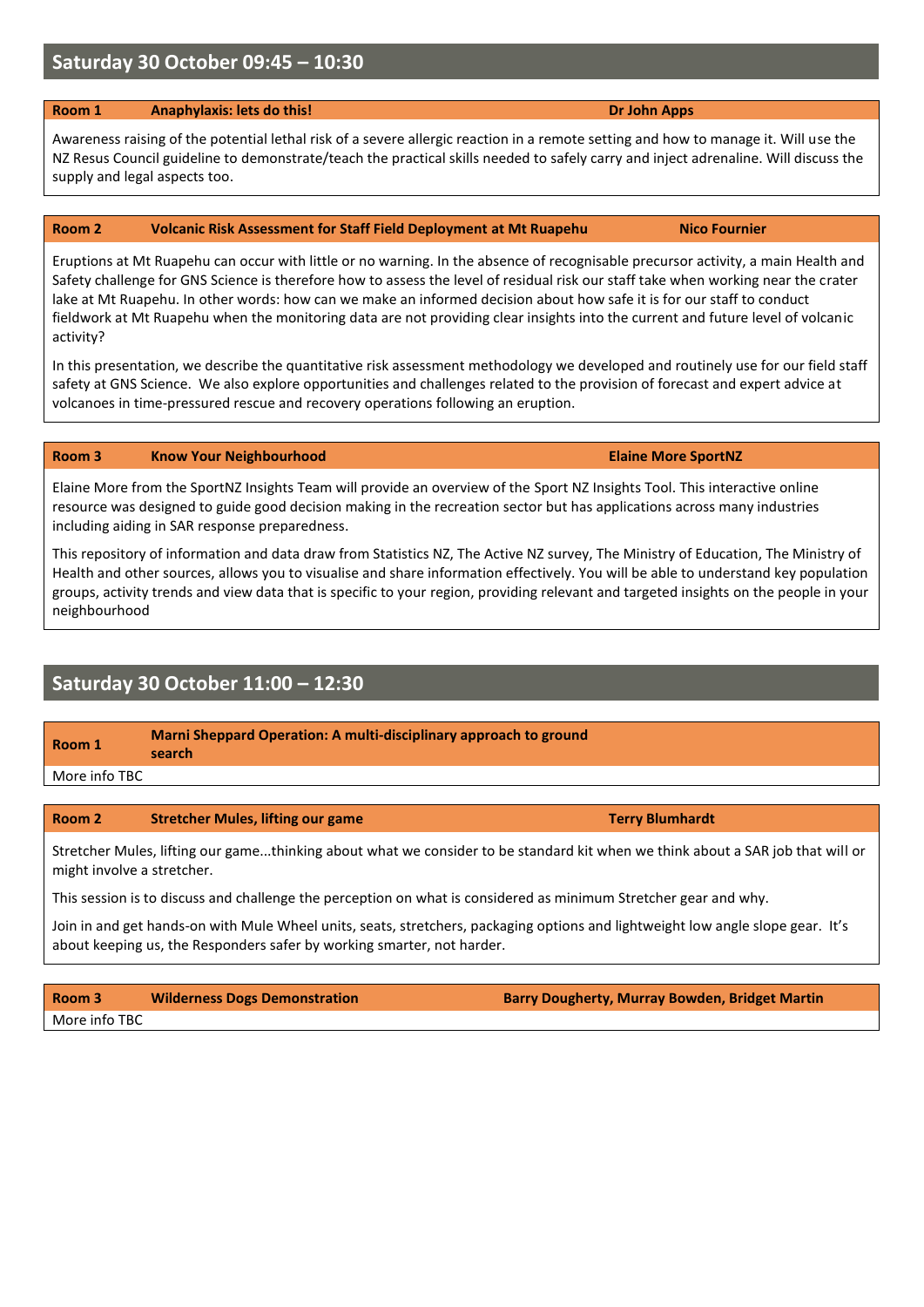## Saturday 30 October 09:45 – 10:30

**Room 1** **Anaphylaxis: lets do this!** **Dr John Apps**

Awareness raising of the potential lethal risk of a severe allergic reaction in a remote setting and how to manage it. Will use the NZ Resus Council guideline to demonstrate/teach the practical skills needed to safely carry and inject adrenaline. Will discuss the supply and legal aspects too.

**Room 2** **Volcanic Risk Assessment for Staff Field Deployment at Mt Ruapehu** **Nico Fournier**

Eruptions at Mt Ruapehu can occur with little or no warning. In the absence of recognisable precursor activity, a main Health and Safety challenge for GNS Science is therefore how to assess the level of residual risk our staff take when working near the crater lake at Mt Ruapehu. In other words: how can we make an informed decision about how safe it is for our staff to conduct fieldwork at Mt Ruapehu when the monitoring data are not providing clear insights into the current and future level of volcanic activity?

In this presentation, we describe the quantitative risk assessment methodology we developed and routinely use for our field staff safety at GNS Science. We also explore opportunities and challenges related to the provision of forecast and expert advice at volcanoes in time-pressured rescue and recovery operations following an eruption.

**Room 3** **Know Your Neighbourhood** **Elaine More SportNZ**

Elaine More from the SportNZ Insights Team will provide an overview of the Sport NZ Insights Tool. This interactive online resource was designed to guide good decision making in the recreation sector but has applications across many industries including aiding in SAR response preparedness.

This repository of information and data draw from Statistics NZ, The Active NZ survey, The Ministry of Education, The Ministry of Health and other sources, allows you to visualise and share information effectively. You will be able to understand key population groups, activity trends and view data that is specific to your region, providing relevant and targeted insights on the people in your neighbourhood

## Saturday 30 October 11:00 – 12:30

**Room 1** **Marni Sheppard Operation: A multi-disciplinary approach to ground search**

More info TBC

**Room 2** **Stretcher Mules, lifting our game** **Terry Blumhardt**

Stretcher Mules, lifting our game...thinking about what we consider to be standard kit when we think about a SAR job that will or might involve a stretcher.

This session is to discuss and challenge the perception on what is considered as minimum Stretcher gear and why.

Join in and get hands-on with Mule Wheel units, seats, stretchers, packaging options and lightweight low angle slope gear. It's about keeping us, the Responders safer by working smarter, not harder.

**Room 3** **Wilderness Dogs Demonstration** **Barry Dougherty, Murray Bowden, Bridget Martin**

More info TBC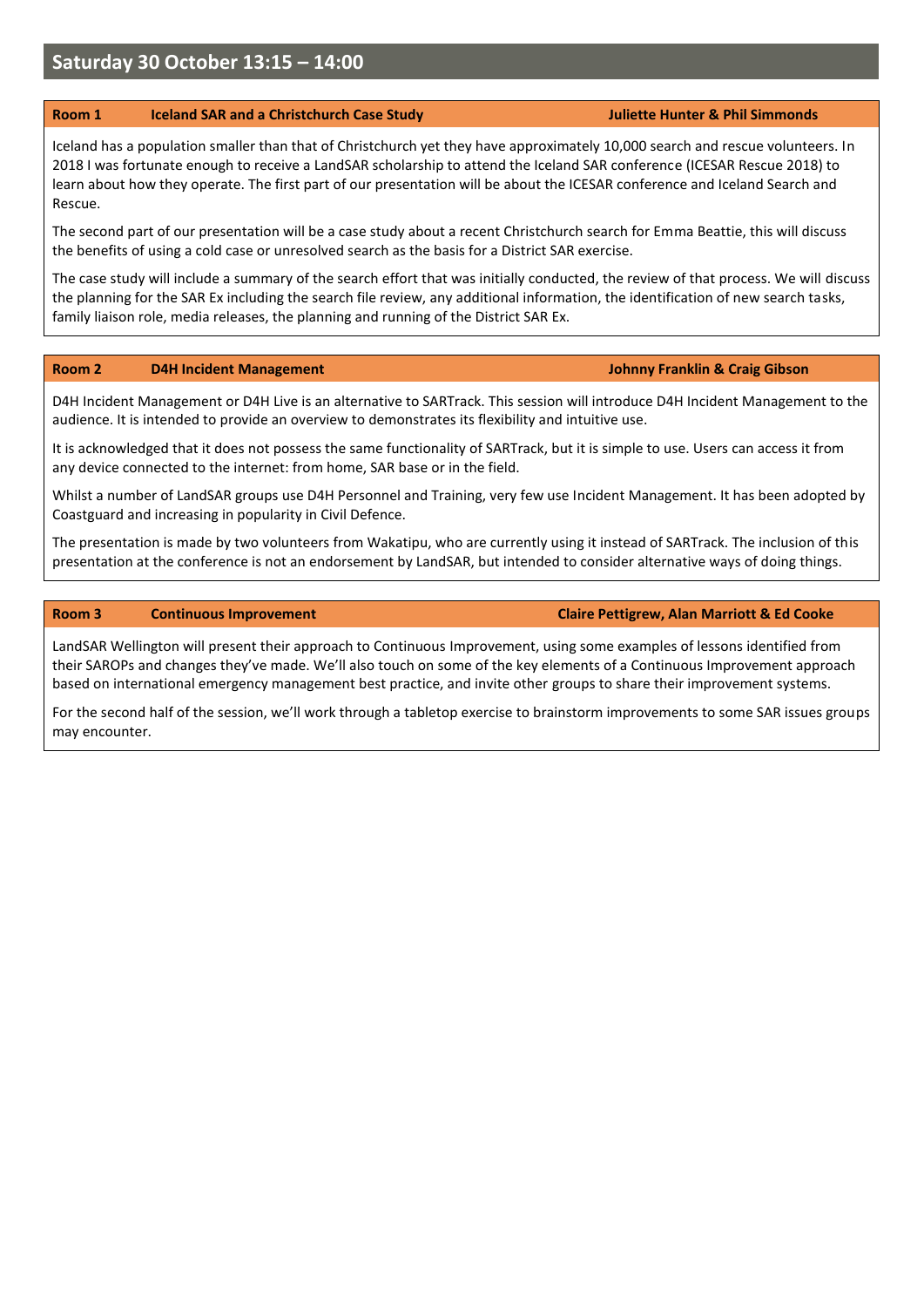## Saturday 30 October 13:15 – 14:00

### Room 1 — Iceland SAR and a Christchurch Case Study — Juliette Hunter & Phil Simmonds

Iceland has a population smaller than that of Christchurch yet they have approximately 10,000 search and rescue volunteers. In 2018 I was fortunate enough to receive a LandSAR scholarship to attend the Iceland SAR conference (ICESAR Rescue 2018) to learn about how they operate. The first part of our presentation will be about the ICESAR conference and Iceland Search and Rescue.

The second part of our presentation will be a case study about a recent Christchurch search for Emma Beattie, this will discuss the benefits of using a cold case or unresolved search as the basis for a District SAR exercise.

The case study will include a summary of the search effort that was initially conducted, the review of that process. We will discuss the planning for the SAR Ex including the search file review, any additional information, the identification of new search tasks, family liaison role, media releases, the planning and running of the District SAR Ex.

### Room 2 — D4H Incident Management — Johnny Franklin & Craig Gibson

D4H Incident Management or D4H Live is an alternative to SARTrack. This session will introduce D4H Incident Management to the audience. It is intended to provide an overview to demonstrates its flexibility and intuitive use.

It is acknowledged that it does not possess the same functionality of SARTrack, but it is simple to use. Users can access it from any device connected to the internet: from home, SAR base or in the field.

Whilst a number of LandSAR groups use D4H Personnel and Training, very few use Incident Management. It has been adopted by Coastguard and increasing in popularity in Civil Defence.

The presentation is made by two volunteers from Wakatipu, who are currently using it instead of SARTrack. The inclusion of this presentation at the conference is not an endorsement by LandSAR, but intended to consider alternative ways of doing things.

### Room 3 — Continuous Improvement — Claire Pettigrew, Alan Marriott & Ed Cooke

LandSAR Wellington will present their approach to Continuous Improvement, using some examples of lessons identified from their SAROPs and changes they've made. We'll also touch on some of the key elements of a Continuous Improvement approach based on international emergency management best practice, and invite other groups to share their improvement systems.

For the second half of the session, we'll work through a tabletop exercise to brainstorm improvements to some SAR issues groups may encounter.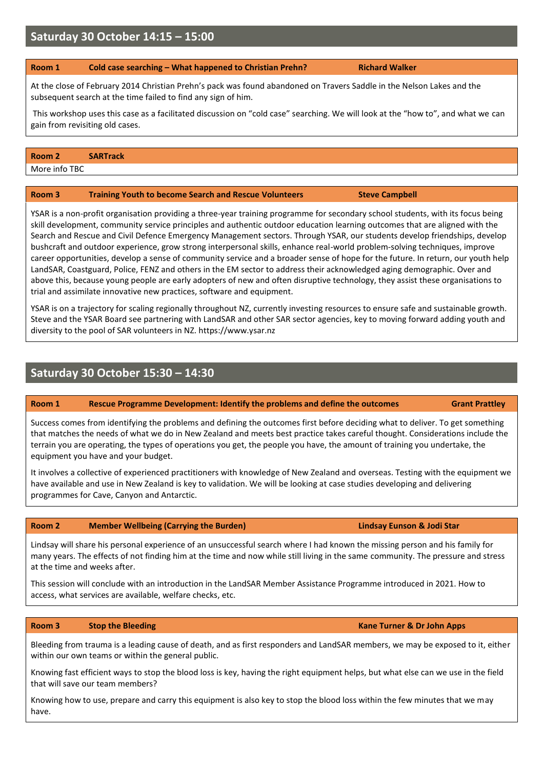## Saturday 30 October 14:15 – 15:00

### Room 1 — Cold case searching – What happened to Christian Prehn? — Richard Walker

At the close of February 2014 Christian Prehn's pack was found abandoned on Travers Saddle in the Nelson Lakes and the subsequent search at the time failed to find any sign of him.

This workshop uses this case as a facilitated discussion on "cold case" searching. We will look at the "how to", and what we can gain from revisiting old cases.

### Room 2 — SARTrack

More info TBC

### Room 3 — Training Youth to become Search and Rescue Volunteers — Steve Campbell

YSAR is a non-profit organisation providing a three-year training programme for secondary school students, with its focus being skill development, community service principles and authentic outdoor education learning outcomes that are aligned with the Search and Rescue and Civil Defence Emergency Management sectors. Through YSAR, our students develop friendships, develop bushcraft and outdoor experience, grow strong interpersonal skills, enhance real-world problem-solving techniques, improve career opportunities, develop a sense of community service and a broader sense of hope for the future. In return, our youth help LandSAR, Coastguard, Police, FENZ and others in the EM sector to address their acknowledged aging demographic. Over and above this, because young people are early adopters of new and often disruptive technology, they assist these organisations to trial and assimilate innovative new practices, software and equipment.

YSAR is on a trajectory for scaling regionally throughout NZ, currently investing resources to ensure safe and sustainable growth. Steve and the YSAR Board see partnering with LandSAR and other SAR sector agencies, key to moving forward adding youth and diversity to the pool of SAR volunteers in NZ. https://www.ysar.nz

## Saturday 30 October 15:30 – 14:30

### Room 1 — Rescue Programme Development: Identify the problems and define the outcomes — Grant Prattley

Success comes from identifying the problems and defining the outcomes first before deciding what to deliver. To get something that matches the needs of what we do in New Zealand and meets best practice takes careful thought. Considerations include the terrain you are operating, the types of operations you get, the people you have, the amount of training you undertake, the equipment you have and your budget.

It involves a collective of experienced practitioners with knowledge of New Zealand and overseas. Testing with the equipment we have available and use in New Zealand is key to validation. We will be looking at case studies developing and delivering programmes for Cave, Canyon and Antarctic.

### Room 2 — Member Wellbeing (Carrying the Burden) — Lindsay Eunson & Jodi Star

Lindsay will share his personal experience of an unsuccessful search where I had known the missing person and his family for many years. The effects of not finding him at the time and now while still living in the same community. The pressure and stress at the time and weeks after.

This session will conclude with an introduction in the LandSAR Member Assistance Programme introduced in 2021. How to access, what services are available, welfare checks, etc.

### Room 3 — Stop the Bleeding — Kane Turner & Dr John Apps

Bleeding from trauma is a leading cause of death, and as first responders and LandSAR members, we may be exposed to it, either within our own teams or within the general public.

Knowing fast efficient ways to stop the blood loss is key, having the right equipment helps, but what else can we use in the field that will save our team members?

Knowing how to use, prepare and carry this equipment is also key to stop the blood loss within the few minutes that we may have.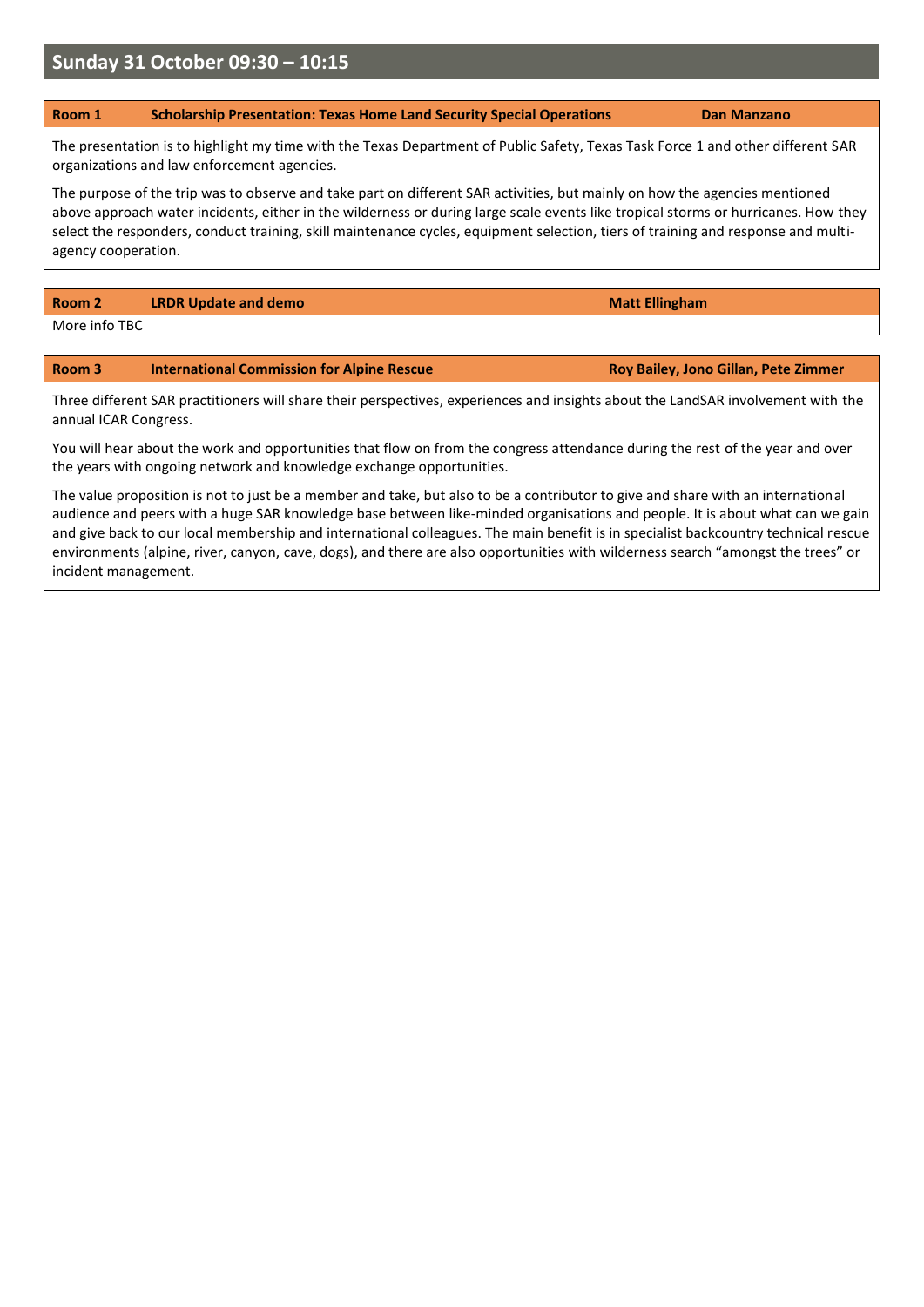## Sunday 31 October 09:30 – 10:15

**Room 1 | Scholarship Presentation: Texas Home Land Security Special Operations | Dan Manzano**

The presentation is to highlight my time with the Texas Department of Public Safety, Texas Task Force 1 and other different SAR organizations and law enforcement agencies.

The purpose of the trip was to observe and take part on different SAR activities, but mainly on how the agencies mentioned above approach water incidents, either in the wilderness or during large scale events like tropical storms or hurricanes. How they select the responders, conduct training, skill maintenance cycles, equipment selection, tiers of training and response and multi-agency cooperation.

**Room 2 | LRDR Update and demo | Matt Ellingham**

More info TBC

**Room 3 | International Commission for Alpine Rescue | Roy Bailey, Jono Gillan, Pete Zimmer**

Three different SAR practitioners will share their perspectives, experiences and insights about the LandSAR involvement with the annual ICAR Congress.

You will hear about the work and opportunities that flow on from the congress attendance during the rest of the year and over the years with ongoing network and knowledge exchange opportunities.

The value proposition is not to just be a member and take, but also to be a contributor to give and share with an international audience and peers with a huge SAR knowledge base between like-minded organisations and people. It is about what can we gain and give back to our local membership and international colleagues. The main benefit is in specialist backcountry technical rescue environments (alpine, river, canyon, cave, dogs), and there are also opportunities with wilderness search "amongst the trees" or incident management.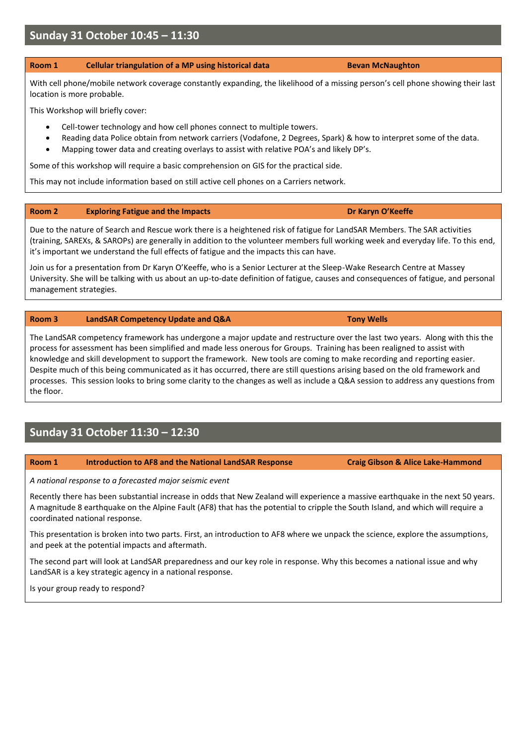## Sunday 31 October 10:45 – 11:30

**Room 1 | Cellular triangulation of a MP using historical data | Bevan McNaughton**

With cell phone/mobile network coverage constantly expanding, the likelihood of a missing person's cell phone showing their last location is more probable.

This Workshop will briefly cover:

- Cell-tower technology and how cell phones connect to multiple towers.
- Reading data Police obtain from network carriers (Vodafone, 2 Degrees, Spark) & how to interpret some of the data.
- Mapping tower data and creating overlays to assist with relative POA's and likely DP's.

Some of this workshop will require a basic comprehension on GIS for the practical side.

This may not include information based on still active cell phones on a Carriers network.

**Room 2 | Exploring Fatigue and the Impacts | Dr Karyn O'Keeffe**

Due to the nature of Search and Rescue work there is a heightened risk of fatigue for LandSAR Members. The SAR activities (training, SAREXs, & SAROPs) are generally in addition to the volunteer members full working week and everyday life. To this end, it's important we understand the full effects of fatigue and the impacts this can have.

Join us for a presentation from Dr Karyn O'Keeffe, who is a Senior Lecturer at the Sleep-Wake Research Centre at Massey University. She will be talking with us about an up-to-date definition of fatigue, causes and consequences of fatigue, and personal management strategies.

**Room 3 | LandSAR Competency Update and Q&A | Tony Wells**

The LandSAR competency framework has undergone a major update and restructure over the last two years. Along with this the process for assessment has been simplified and made less onerous for Groups. Training has been realigned to assist with knowledge and skill development to support the framework. New tools are coming to make recording and reporting easier. Despite much of this being communicated as it has occurred, there are still questions arising based on the old framework and processes. This session looks to bring some clarity to the changes as well as include a Q&A session to address any questions from the floor.

## Sunday 31 October 11:30 – 12:30

**Room 1 | Introduction to AF8 and the National LandSAR Response | Craig Gibson & Alice Lake-Hammond**

*A national response to a forecasted major seismic event*

Recently there has been substantial increase in odds that New Zealand will experience a massive earthquake in the next 50 years. A magnitude 8 earthquake on the Alpine Fault (AF8) that has the potential to cripple the South Island, and which will require a coordinated national response.

This presentation is broken into two parts. First, an introduction to AF8 where we unpack the science, explore the assumptions, and peek at the potential impacts and aftermath.

The second part will look at LandSAR preparedness and our key role in response. Why this becomes a national issue and why LandSAR is a key strategic agency in a national response.

Is your group ready to respond?